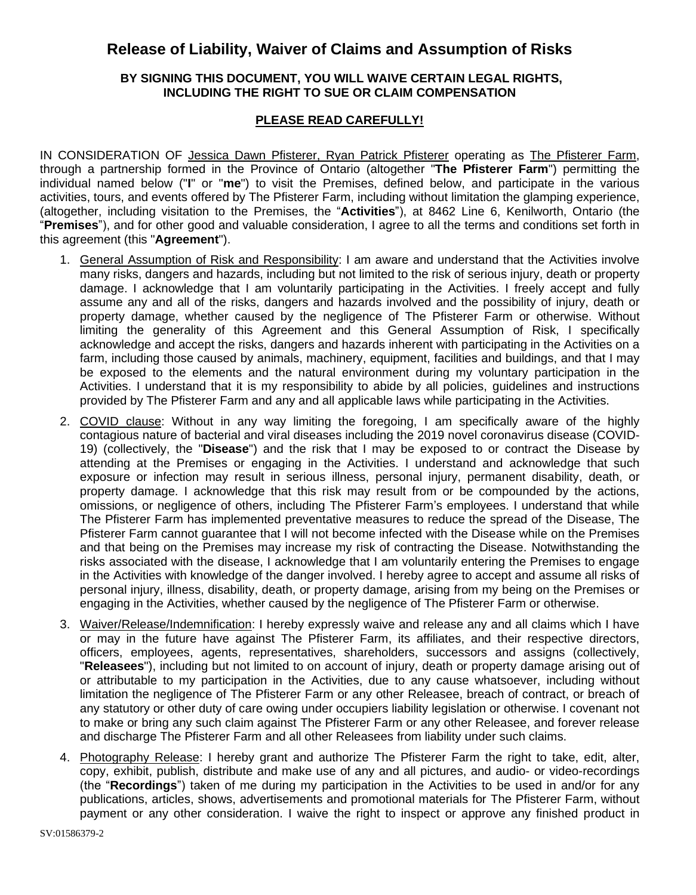# Release of Liability, Waiver of Claims and Assumption of Risks

**BY SIGNING THIS DOCUMENT, YOU WILL WAIVE CERTAIN LEGAL RIGHTS, INCLUDING THE RIGHT TO SUE OR CLAIM COMPENSATION**

**PLEASE READ CAREFULLY!**

IN CONSIDERATION OF Jessica Dawn Pfisterer, Ryan Patrick Pfisterer operating as The Pfisterer Farm, through a partnership formed in the Province of Ontario (altogether "**The Pfisterer Farm**") permitting the individual named below ("**I**" or "**me**") to visit the Premises, defined below, and participate in the various activities, tours, and events offered by The Pfisterer Farm, including without limitation the glamping experience, (altogether, including visitation to the Premises, the "**Activities**"), at 8462 Line 6, Kenilworth, Ontario (the "**Premises**"), and for other good and valuable consideration, I agree to all the terms and conditions set forth in this agreement (this "**Agreement**").

1. General Assumption of Risk and Responsibility: I am aware and understand that the Activities involve many risks, dangers and hazards, including but not limited to the risk of serious injury, death or property damage. I acknowledge that I am voluntarily participating in the Activities. I freely accept and fully assume any and all of the risks, dangers and hazards involved and the possibility of injury, death or property damage, whether caused by the negligence of The Pfisterer Farm or otherwise. Without limiting the generality of this Agreement and this General Assumption of Risk, I specifically acknowledge and accept the risks, dangers and hazards inherent with participating in the Activities on a farm, including those caused by animals, machinery, equipment, facilities and buildings, and that I may be exposed to the elements and the natural environment during my voluntary participation in the Activities. I understand that it is my responsibility to abide by all policies, guidelines and instructions provided by The Pfisterer Farm and any and all applicable laws while participating in the Activities.

2. COVID clause: Without in any way limiting the foregoing, I am specifically aware of the highly contagious nature of bacterial and viral diseases including the 2019 novel coronavirus disease (COVID-19) (collectively, the "**Disease**") and the risk that I may be exposed to or contract the Disease by attending at the Premises or engaging in the Activities. I understand and acknowledge that such exposure or infection may result in serious illness, personal injury, permanent disability, death, or property damage. I acknowledge that this risk may result from or be compounded by the actions, omissions, or negligence of others, including The Pfisterer Farm's employees. I understand that while The Pfisterer Farm has implemented preventative measures to reduce the spread of the Disease, The Pfisterer Farm cannot guarantee that I will not become infected with the Disease while on the Premises and that being on the Premises may increase my risk of contracting the Disease. Notwithstanding the risks associated with the disease, I acknowledge that I am voluntarily entering the Premises to engage in the Activities with knowledge of the danger involved. I hereby agree to accept and assume all risks of personal injury, illness, disability, death, or property damage, arising from my being on the Premises or engaging in the Activities, whether caused by the negligence of The Pfisterer Farm or otherwise.

3. Waiver/Release/Indemnification: I hereby expressly waive and release any and all claims which I have or may in the future have against The Pfisterer Farm, its affiliates, and their respective directors, officers, employees, agents, representatives, shareholders, successors and assigns (collectively, "**Releasees**"), including but not limited to on account of injury, death or property damage arising out of or attributable to my participation in the Activities, due to any cause whatsoever, including without limitation the negligence of The Pfisterer Farm or any other Releasee, breach of contract, or breach of any statutory or other duty of care owing under occupiers liability legislation or otherwise. I covenant not to make or bring any such claim against The Pfisterer Farm or any other Releasee, and forever release and discharge The Pfisterer Farm and all other Releasees from liability under such claims.

4. Photography Release: I hereby grant and authorize The Pfisterer Farm the right to take, edit, alter, copy, exhibit, publish, distribute and make use of any and all pictures, and audio- or video-recordings (the "**Recordings**") taken of me during my participation in the Activities to be used in and/or for any publications, articles, shows, advertisements and promotional materials for The Pfisterer Farm, without payment or any other consideration. I waive the right to inspect or approve any finished product in

SV:01586379-2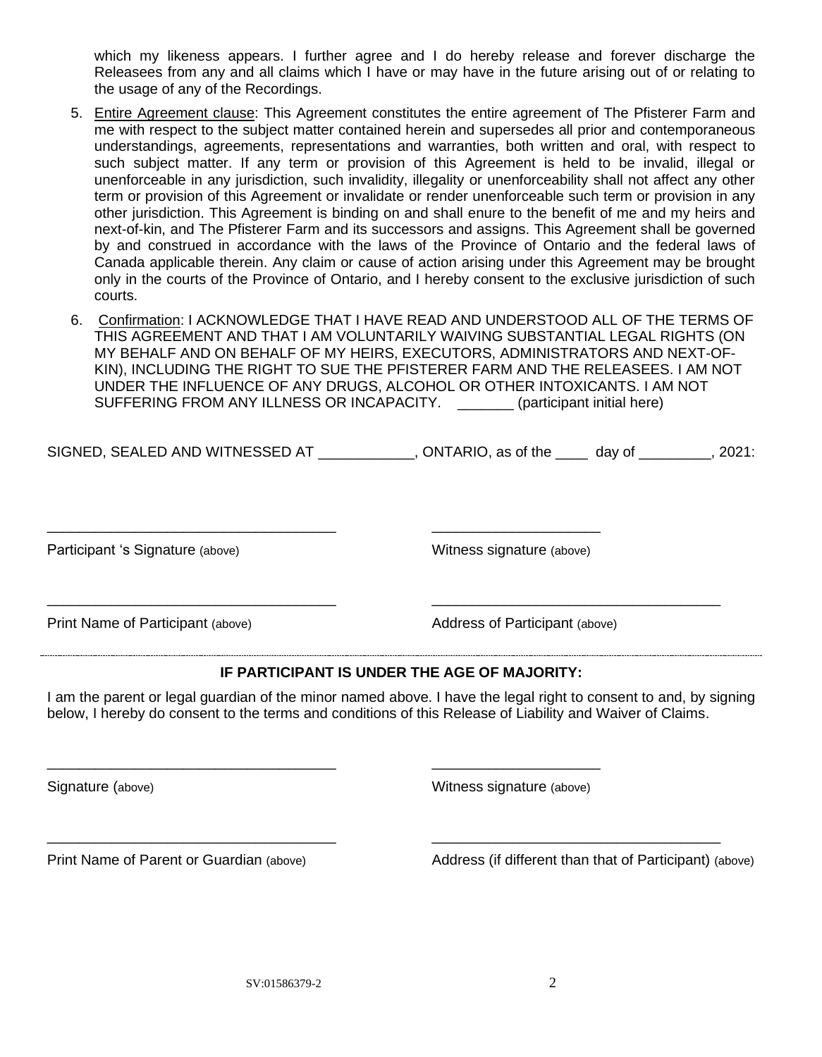which my likeness appears. I further agree and I do hereby release and forever discharge the Releasees from any and all claims which I have or may have in the future arising out of or relating to the usage of any of the Recordings.

5. Entire Agreement clause: This Agreement constitutes the entire agreement of The Pfisterer Farm and me with respect to the subject matter contained herein and supersedes all prior and contemporaneous understandings, agreements, representations and warranties, both written and oral, with respect to such subject matter. If any term or provision of this Agreement is held to be invalid, illegal or unenforceable in any jurisdiction, such invalidity, illegality or unenforceability shall not affect any other term or provision of this Agreement or invalidate or render unenforceable such term or provision in any other jurisdiction. This Agreement is binding on and shall enure to the benefit of me and my heirs and next-of-kin, and The Pfisterer Farm and its successors and assigns. This Agreement shall be governed by and construed in accordance with the laws of the Province of Ontario and the federal laws of Canada applicable therein. Any claim or cause of action arising under this Agreement may be brought only in the courts of the Province of Ontario, and I hereby consent to the exclusive jurisdiction of such courts.

6. Confirmation: I ACKNOWLEDGE THAT I HAVE READ AND UNDERSTOOD ALL OF THE TERMS OF THIS AGREEMENT AND THAT I AM VOLUNTARILY WAIVING SUBSTANTIAL LEGAL RIGHTS (ON MY BEHALF AND ON BEHALF OF MY HEIRS, EXECUTORS, ADMINISTRATORS AND NEXT-OF-KIN), INCLUDING THE RIGHT TO SUE THE PFISTERER FARM AND THE RELEASEES. I AM NOT UNDER THE INFLUENCE OF ANY DRUGS, ALCOHOL OR OTHER INTOXICANTS. I AM NOT SUFFERING FROM ANY ILLNESS OR INCAPACITY. _______ (participant initial here)

SIGNED, SEALED AND WITNESSED AT ___________, ONTARIO, as of the ____ day of _________, 2021:

___________________________________ ____________________

Participant 's Signature (above) Witness signature (above)

___________________________________ ___________________________________

Print Name of Participant (above) Address of Participant (above)

**IF PARTICIPANT IS UNDER THE AGE OF MAJORITY:**

I am the parent or legal guardian of the minor named above. I have the legal right to consent to and, by signing below, I hereby do consent to the terms and conditions of this Release of Liability and Waiver of Claims.

___________________________________ ____________________

Signature (above) Witness signature (above)

___________________________________ ___________________________________

Print Name of Parent or Guardian (above) Address (if different than that of Participant) (above)

SV:01586379-2